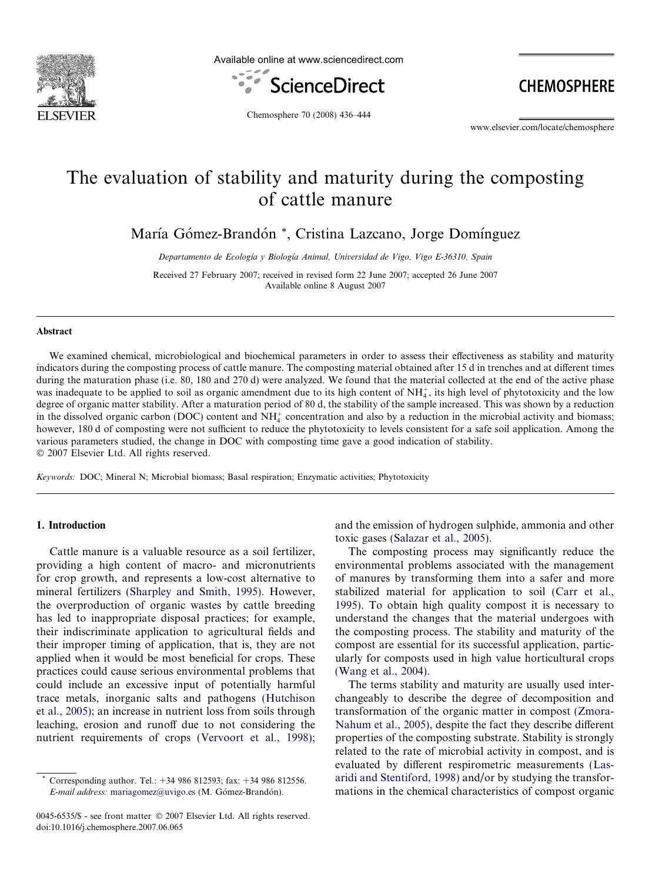# The evaluation of stability and maturity during the composting of cattle manure

María Gómez-Brandón *, Cristina Lazcano, Jorge Domínguez

*Departamento de Ecología y Biología Animal, Universidad de Vigo, Vigo E-36310, Spain*

Received 27 February 2007; received in revised form 22 June 2007; accepted 26 June 2007
Available online 8 August 2007

## Abstract

We examined chemical, microbiological and biochemical parameters in order to assess their effectiveness as stability and maturity indicators during the composting process of cattle manure. The composting material obtained after 15 d in trenches and at different times during the maturation phase (i.e. 80, 180 and 270 d) were analyzed. We found that the material collected at the end of the active phase was inadequate to be applied to soil as organic amendment due to its high content of $NH_4^+$, its high level of phytotoxicity and the low degree of organic matter stability. After a maturation period of 80 d, the stability of the sample increased. This was shown by a reduction in the dissolved organic carbon (DOC) content and $NH_4^+$ concentration and also by a reduction in the microbial activity and biomass; however, 180 d of composting were not sufficient to reduce the phytotoxicity to levels consistent for a safe soil application. Among the various parameters studied, the change in DOC with composting time gave a good indication of stability.

© 2007 Elsevier Ltd. All rights reserved.

*Keywords:* DOC; Mineral N; Microbial biomass; Basal respiration; Enzymatic activities; Phytotoxicity

## 1. Introduction

Cattle manure is a valuable resource as a soil fertilizer, providing a high content of macro- and micronutrients for crop growth, and represents a low-cost alternative to mineral fertilizers (Sharpley and Smith, 1995). However, the overproduction of organic wastes by cattle breeding has led to inappropriate disposal practices; for example, their indiscriminate application to agricultural fields and their improper timing of application, that is, they are not applied when it would be most beneficial for crops. These practices could cause serious environmental problems that could include an excessive input of potentially harmful trace metals, inorganic salts and pathogens (Hutchison et al., 2005); an increase in nutrient loss from soils through leaching, erosion and runoff due to not considering the nutrient requirements of crops (Vervoort et al., 1998); and the emission of hydrogen sulphide, ammonia and other toxic gases (Salazar et al., 2005).

The composting process may significantly reduce the environmental problems associated with the management of manures by transforming them into a safer and more stabilized material for application to soil (Carr et al., 1995). To obtain high quality compost it is necessary to understand the changes that the material undergoes with the composting process. The stability and maturity of the compost are essential for its successful application, particularly for composts used in high value horticultural crops (Wang et al., 2004).

The terms stability and maturity are usually used interchangeably to describe the degree of decomposition and transformation of the organic matter in compost (Zmora-Nahum et al., 2005), despite the fact they describe different properties of the composting substrate. Stability is strongly related to the rate of microbial activity in compost, and is evaluated by different respirometric measurements (Lasaridi and Stentiford, 1998) and/or by studying the transformations in the chemical characteristics of compost organic

* Corresponding author. Tel.: +34 986 812593; fax: +34 986 812556. *E-mail address:* mariagomez@uvigo.es (M. Gómez-Brandón).

0045-6535/$ - see front matter © 2007 Elsevier Ltd. All rights reserved.
doi:10.1016/j.chemosphere.2007.06.065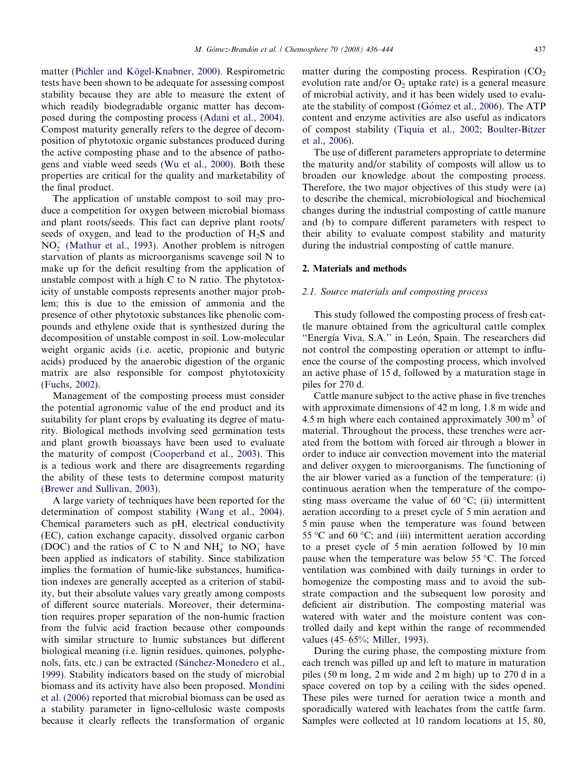matter (Pichler and Kögel-Knabner, 2000). Respirometric tests have been shown to be adequate for assessing compost stability because they are able to measure the extent of which readily biodegradable organic matter has decomposed during the composting process (Adani et al., 2004). Compost maturity generally refers to the degree of decomposition of phytotoxic organic substances produced during the active composting phase and to the absence of pathogens and viable weed seeds (Wu et al., 2000). Both these properties are critical for the quality and marketability of the final product.

The application of unstable compost to soil may produce a competition for oxygen between microbial biomass and plant roots/seeds. This fact can deprive plant roots/seeds of oxygen, and lead to the production of $H_2S$ and $NO_2^-$ (Mathur et al., 1993). Another problem is nitrogen starvation of plants as microorganisms scavenge soil N to make up for the deficit resulting from the application of unstable compost with a high C to N ratio. The phytotoxicity of unstable composts represents another major problem; this is due to the emission of ammonia and the presence of other phytotoxic substances like phenolic compounds and ethylene oxide that is synthesized during the decomposition of unstable compost in soil. Low-molecular weight organic acids (i.e. acetic, propionic and butyric acids) produced by the anaerobic digestion of the organic matrix are also responsible for compost phytotoxicity (Fuchs, 2002).

Management of the composting process must consider the potential agronomic value of the end product and its suitability for plant crops by evaluating its degree of maturity. Biological methods involving seed germination tests and plant growth bioassays have been used to evaluate the maturity of compost (Cooperband et al., 2003). This is a tedious work and there are disagreements regarding the ability of these tests to determine compost maturity (Brewer and Sullivan, 2003).

A large variety of techniques have been reported for the determination of compost stability (Wang et al., 2004). Chemical parameters such as pH, electrical conductivity (EC), cation exchange capacity, dissolved organic carbon (DOC) and the ratios of C to N and $NH_4^+$ to $NO_3^-$ have been applied as indicators of stability. Since stabilization implies the formation of humic-like substances, humification indexes are generally accepted as a criterion of stability, but their absolute values vary greatly among composts of different source materials. Moreover, their determination requires proper separation of the non-humic fraction from the fulvic acid fraction because other compounds with similar structure to humic substances but different biological meaning (i.e. lignin residues, quinones, polyphenols, fats, etc.) can be extracted (Sánchez-Monedero et al., 1999). Stability indicators based on the study of microbial biomass and its activity have also been proposed. Mondini et al. (2006) reported that microbial biomass can be used as a stability parameter in ligno-cellulosic waste composts because it clearly reflects the transformation of organic matter during the composting process. Respiration ($CO_2$ evolution rate and/or $O_2$ uptake rate) is a general measure of microbial activity, and it has been widely used to evaluate the stability of compost (Gómez et al., 2006). The ATP content and enzyme activities are also useful as indicators of compost stability (Tiquia et al., 2002; Boulter-Bitzer et al., 2006).

The use of different parameters appropriate to determine the maturity and/or stability of composts will allow us to broaden our knowledge about the composting process. Therefore, the two major objectives of this study were (a) to describe the chemical, microbiological and biochemical changes during the industrial composting of cattle manure and (b) to compare different parameters with respect to their ability to evaluate compost stability and maturity during the industrial composting of cattle manure.

## 2. Materials and methods

### 2.1. Source materials and composting process

This study followed the composting process of fresh cattle manure obtained from the agricultural cattle complex "Energía Viva, S.A." in León, Spain. The researchers did not control the composting operation or attempt to influence the course of the composting process, which involved an active phase of 15 d, followed by a maturation stage in piles for 270 d.

Cattle manure subject to the active phase in five trenches with approximate dimensions of 42 m long, 1.8 m wide and 4.5 m high where each contained approximately 300 $m^3$ of material. Throughout the process, these trenches were aerated from the bottom with forced air through a blower in order to induce air convection movement into the material and deliver oxygen to microorganisms. The functioning of the air blower varied as a function of the temperature: (i) continuous aeration when the temperature of the composting mass overcame the value of 60 °C; (ii) intermittent aeration according to a preset cycle of 5 min aeration and 5 min pause when the temperature was found between 55 °C and 60 °C; and (iii) intermittent aeration according to a preset cycle of 5 min aeration followed by 10 min pause when the temperature was below 55 °C. The forced ventilation was combined with daily turnings in order to homogenize the composting mass and to avoid the substrate compaction and the subsequent low porosity and deficient air distribution. The composting material was watered with water and the moisture content was controlled daily and kept within the range of recommended values (45–65%; Miller, 1993).

During the curing phase, the composting mixture from each trench was pilled up and left to mature in maturation piles (50 m long, 2 m wide and 2 m high) up to 270 d in a space covered on top by a ceiling with the sides opened. These piles were turned for aeration twice a month and sporadically watered with leachates from the cattle farm. Samples were collected at 10 random locations at 15, 80,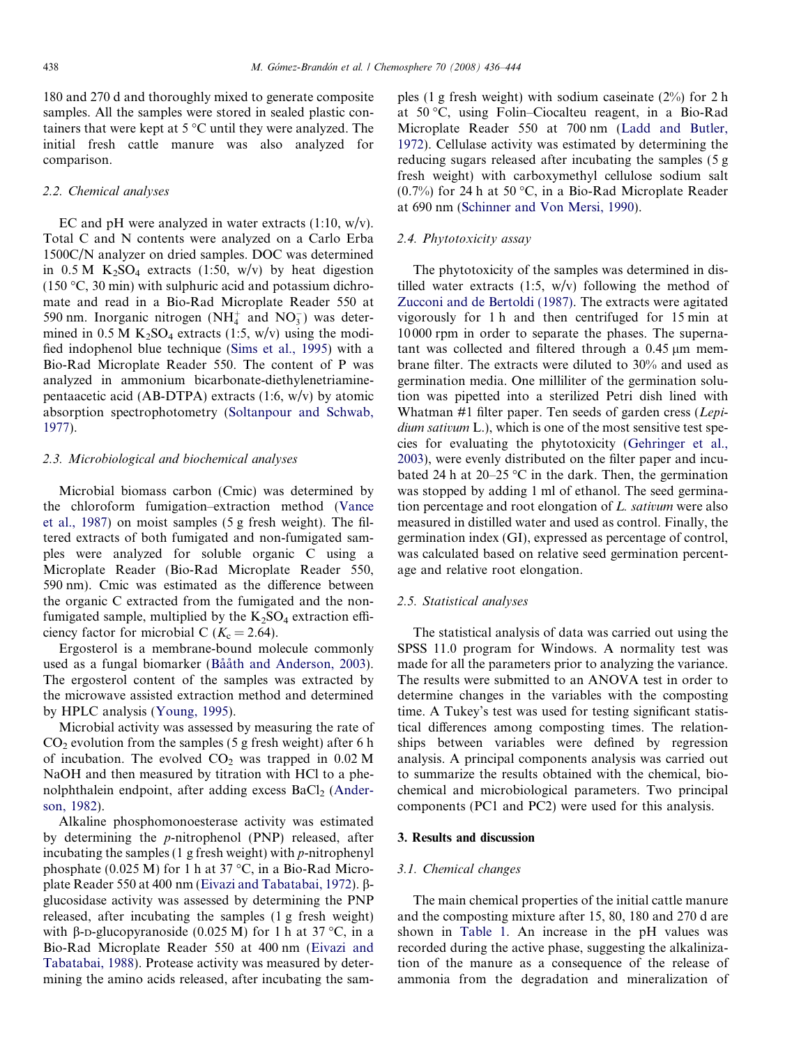180 and 270 d and thoroughly mixed to generate composite samples. All the samples were stored in sealed plastic containers that were kept at 5 °C until they were analyzed. The initial fresh cattle manure was also analyzed for comparison.

### 2.2. Chemical analyses

EC and pH were analyzed in water extracts (1:10, w/v). Total C and N contents were analyzed on a Carlo Erba 1500C/N analyzer on dried samples. DOC was determined in 0.5 M $K_2SO_4$ extracts (1:50, w/v) by heat digestion (150 °C, 30 min) with sulphuric acid and potassium dichromate and read in a Bio-Rad Microplate Reader 550 at 590 nm. Inorganic nitrogen ($NH_4^+$ and $NO_3^-$) was determined in 0.5 M $K_2SO_4$ extracts (1:5, w/v) using the modified indophenol blue technique (Sims et al., 1995) with a Bio-Rad Microplate Reader 550. The content of P was analyzed in ammonium bicarbonate-diethylenetriaminepentaacetic acid (AB-DTPA) extracts (1:6, w/v) by atomic absorption spectrophotometry (Soltanpour and Schwab, 1977).

### 2.3. Microbiological and biochemical analyses

Microbial biomass carbon (Cmic) was determined by the chloroform fumigation–extraction method (Vance et al., 1987) on moist samples (5 g fresh weight). The filtered extracts of both fumigated and non-fumigated samples were analyzed for soluble organic C using a Microplate Reader (Bio-Rad Microplate Reader 550, 590 nm). Cmic was estimated as the difference between the organic C extracted from the fumigated and the non-fumigated sample, multiplied by the $K_2SO_4$ extraction efficiency factor for microbial C ($K_c = 2.64$).

Ergosterol is a membrane-bound molecule commonly used as a fungal biomarker (Bååth and Anderson, 2003). The ergosterol content of the samples was extracted by the microwave assisted extraction method and determined by HPLC analysis (Young, 1995).

Microbial activity was assessed by measuring the rate of $CO_2$ evolution from the samples (5 g fresh weight) after 6 h of incubation. The evolved $CO_2$ was trapped in 0.02 M NaOH and then measured by titration with HCl to a phenolphthalein endpoint, after adding excess $BaCl_2$ (Anderson, 1982).

Alkaline phosphomonoesterase activity was estimated by determining the *p*-nitrophenol (PNP) released, after incubating the samples (1 g fresh weight) with *p*-nitrophenyl phosphate (0.025 M) for 1 h at 37 °C, in a Bio-Rad Microplate Reader 550 at 400 nm (Eivazi and Tabatabai, 1972). β-glucosidase activity was assessed by determining the PNP released, after incubating the samples (1 g fresh weight) with β-D-glucopyranoside (0.025 M) for 1 h at 37 °C, in a Bio-Rad Microplate Reader 550 at 400 nm (Eivazi and Tabatabai, 1988). Protease activity was measured by determining the amino acids released, after incubating the samples (1 g fresh weight) with sodium caseinate (2%) for 2 h at 50 °C, using Folin–Ciocalteu reagent, in a Bio-Rad Microplate Reader 550 at 700 nm (Ladd and Butler, 1972). Cellulase activity was estimated by determining the reducing sugars released after incubating the samples (5 g fresh weight) with carboxymethyl cellulose sodium salt (0.7%) for 24 h at 50 °C, in a Bio-Rad Microplate Reader at 690 nm (Schinner and Von Mersi, 1990).

### 2.4. Phytotoxicity assay

The phytotoxicity of the samples was determined in distilled water extracts (1:5, w/v) following the method of Zucconi and de Bertoldi (1987). The extracts were agitated vigorously for 1 h and then centrifuged for 15 min at 10000 rpm in order to separate the phases. The supernatant was collected and filtered through a 0.45 μm membrane filter. The extracts were diluted to 30% and used as germination media. One milliliter of the germination solution was pipetted into a sterilized Petri dish lined with Whatman #1 filter paper. Ten seeds of garden cress (*Lepidium sativum* L.), which is one of the most sensitive test species for evaluating the phytotoxicity (Gehringer et al., 2003), were evenly distributed on the filter paper and incubated 24 h at 20–25 °C in the dark. Then, the germination was stopped by adding 1 ml of ethanol. The seed germination percentage and root elongation of *L. sativum* were also measured in distilled water and used as control. Finally, the germination index (GI), expressed as percentage of control, was calculated based on relative seed germination percentage and relative root elongation.

### 2.5. Statistical analyses

The statistical analysis of data was carried out using the SPSS 11.0 program for Windows. A normality test was made for all the parameters prior to analyzing the variance. The results were submitted to an ANOVA test in order to determine changes in the variables with the composting time. A Tukey's test was used for testing significant statistical differences among composting times. The relationships between variables were defined by regression analysis. A principal components analysis was carried out to summarize the results obtained with the chemical, biochemical and microbiological parameters. Two principal components (PC1 and PC2) were used for this analysis.

## 3. Results and discussion

### 3.1. Chemical changes

The main chemical properties of the initial cattle manure and the composting mixture after 15, 80, 180 and 270 d are shown in Table 1. An increase in the pH values was recorded during the active phase, suggesting the alkalinization of the manure as a consequence of the release of ammonia from the degradation and mineralization of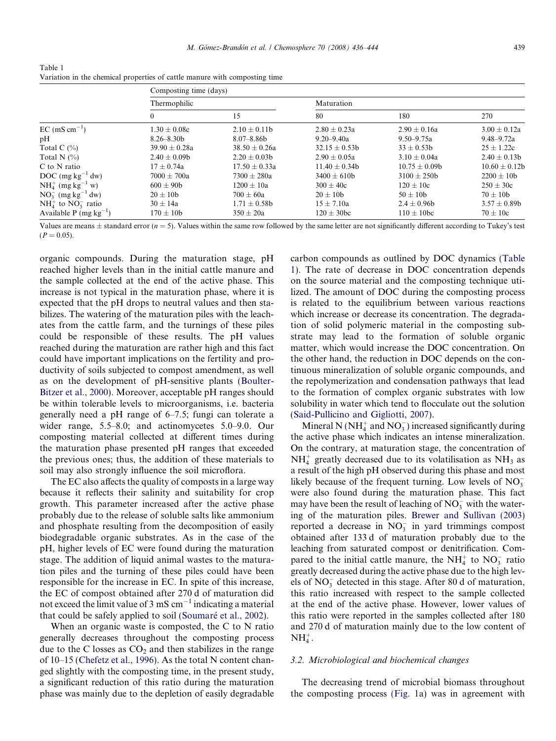Table 1
Variation in the chemical properties of cattle manure with composting time

| | Composting time (days) | | | | |
|---|---|---|---|---|---|
| | Thermophilic | | Maturation | | |
| | 0 | 15 | 80 | 180 | 270 |
| EC (mS $cm^{-1}$) | 1.30 ± 0.08c | 2.10 ± 0.11b | 2.80 ± 0.23a | 2.90 ± 0.16a | 3.00 ± 0.12a |
| pH | 8.26–8.30b | 8.07–8.86b | 9.20–9.40a | 9.50–9.75a | 9.48–9.72a |
| Total C (%) | 39.90 ± 0.28a | 38.50 ± 0.26a | 32.15 ± 0.53b | 33 ± 0.53b | 25 ± 1.22c |
| Total N (%) | 2.40 ± 0.09b | 2.20 ± 0.03b | 2.90 ± 0.05a | 3.10 ± 0.04a | 2.40 ± 0.13b |
| C to N ratio | 17 ± 0.74a | 17.50 ± 0.33a | 11.40 ± 0.34b | 10.75 ± 0.09b | 10.60 ± 0.12b |
| DOC (mg $kg^{-1}$ dw) | 7000 ± 700a | 7300 ± 280a | 3400 ± 610b | 3100 ± 250b | 2200 ± 10b |
| $NH_4^+$ (mg $kg^{-1}$ w) | 600 ± 90b | 1200 ± 10a | 300 ± 40c | 120 ± 10c | 250 ± 30c |
| $NO_3^-$ (mg $kg^{-1}$ dw) | 20 ± 10b | 700 ± 60a | 20 ± 10b | 50 ± 10b | 70 ± 10b |
| $NH_4^+$ to $NO_3^-$ ratio | 30 ± 14a | 1.71 ± 0.58b | 15 ± 7.10a | 2.4 ± 0.96b | 3.57 ± 0.89b |
| Available P (mg $kg^{-1}$) | 170 ± 10b | 350 ± 20a | 120 ± 30bc | 110 ± 10bc | 70 ± 10c |

Values are means ± standard error ($n = 5$). Values within the same row followed by the same letter are not significantly different according to Tukey's test ($P = 0.05$).

organic compounds. During the maturation stage, pH reached higher levels than in the initial cattle manure and the sample collected at the end of the active phase. This increase is not typical in the maturation phase, where it is expected that the pH drops to neutral values and then stabilizes. The watering of the maturation piles with the leachates from the cattle farm, and the turnings of these piles could be responsible of these results. The pH values reached during the maturation are rather high and this fact could have important implications on the fertility and productivity of soils subjected to compost amendment, as well as on the development of pH-sensitive plants (Boulter-Bitzer et al., 2000). Moreover, acceptable pH ranges should be within tolerable levels to microorganisms, i.e. bacteria generally need a pH range of 6–7.5; fungi can tolerate a wider range, 5.5–8.0; and actinomycetes 5.0–9.0. Our composting material collected at different times during the maturation phase presented pH ranges that exceeded the previous ones; thus, the addition of these materials to soil may also strongly influence the soil microflora.

The EC also affects the quality of composts in a large way because it reflects their salinity and suitability for crop growth. This parameter increased after the active phase probably due to the release of soluble salts like ammonium and phosphate resulting from the decomposition of easily biodegradable organic substrates. As in the case of the pH, higher levels of EC were found during the maturation stage. The addition of liquid animal wastes to the maturation piles and the turning of these piles could have been responsible for the increase in EC. In spite of this increase, the EC of compost obtained after 270 d of maturation did not exceed the limit value of 3 mS $cm^{-1}$ indicating a material that could be safely applied to soil (Soumaré et al., 2002).

When an organic waste is composted, the C to N ratio generally decreases throughout the composting process due to the C losses as $CO_2$ and then stabilizes in the range of 10–15 (Chefetz et al., 1996). As the total N content changed slightly with the composting time, in the present study, a significant reduction of this ratio during the maturation phase was mainly due to the depletion of easily degradable carbon compounds as outlined by DOC dynamics (Table 1). The rate of decrease in DOC concentration depends on the source material and the composting technique utilized. The amount of DOC during the composting process is related to the equilibrium between various reactions which increase or decrease its concentration. The degradation of solid polymeric material in the composting substrate may lead to the formation of soluble organic matter, which would increase the DOC concentration. On the other hand, the reduction in DOC depends on the continuous mineralization of soluble organic compounds, and the repolymerization and condensation pathways that lead to the formation of complex organic substrates with low solubility in water which tend to flocculate out the solution (Said-Pullicino and Gigliotti, 2007).

Mineral N ($NH_4^+$ and $NO_3^-$) increased significantly during the active phase which indicates an intense mineralization. On the contrary, at maturation stage, the concentration of $NH_4^+$ greatly decreased due to its volatilisation as $NH_3$ as a result of the high pH observed during this phase and most likely because of the frequent turning. Low levels of $NO_3^-$ were also found during the maturation phase. This fact may have been the result of leaching of $NO_3^-$ with the watering of the maturation piles. Brewer and Sullivan (2003) reported a decrease in $NO_3^-$ in yard trimmings compost obtained after 133 d of maturation probably due to the leaching from saturated compost or denitrification. Compared to the initial cattle manure, the $NH_4^+$ to $NO_3^-$ ratio greatly decreased during the active phase due to the high levels of $NO_3^-$ detected in this stage. After 80 d of maturation, this ratio increased with respect to the sample collected at the end of the active phase. However, lower values of this ratio were reported in the samples collected after 180 and 270 d of maturation mainly due to the low content of $NH_4^+$.

### 3.2. Microbiological and biochemical changes

The decreasing trend of microbial biomass throughout the composting process (Fig. 1a) was in agreement with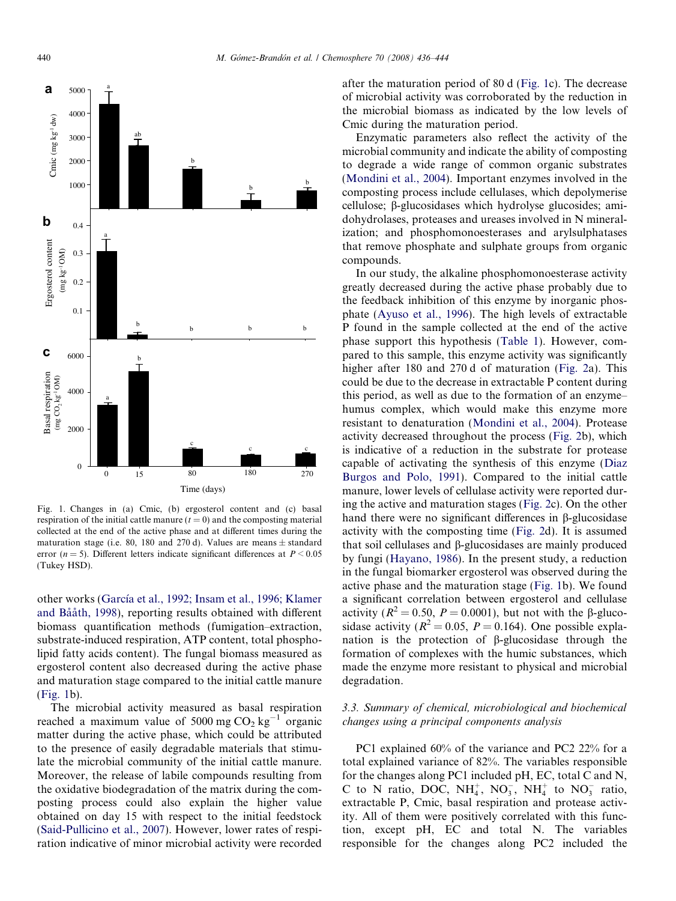Fig. 1. Changes in (a) Cmic, (b) ergosterol content and (c) basal respiration of the initial cattle manure ($t = 0$) and the composting material collected at the end of the active phase and at different times during the maturation stage (i.e. 80, 180 and 270 d). Values are means ± standard error ($n = 5$). Different letters indicate significant differences at $P < 0.05$ (Tukey HSD).

other works (García et al., 1992; Insam et al., 1996; Klamer and Bååth, 1998), reporting results obtained with different biomass quantification methods (fumigation–extraction, substrate-induced respiration, ATP content, total phospholipid fatty acids content). The fungal biomass measured as ergosterol content also decreased during the active phase and maturation stage compared to the initial cattle manure (Fig. 1b).

The microbial activity measured as basal respiration reached a maximum value of 5000 mg $CO_2$ $kg^{-1}$ organic matter during the active phase, which could be attributed to the presence of easily degradable materials that stimulate the microbial community of the initial cattle manure. Moreover, the release of labile compounds resulting from the oxidative biodegradation of the matrix during the composting process could also explain the higher value obtained on day 15 with respect to the initial feedstock (Said-Pullicino et al., 2007). However, lower rates of respiration indicative of minor microbial activity were recorded after the maturation period of 80 d (Fig. 1c). The decrease of microbial activity was corroborated by the reduction in the microbial biomass as indicated by the low levels of Cmic during the maturation period.

Enzymatic parameters also reflect the activity of the microbial community and indicate the ability of composting to degrade a wide range of common organic substrates (Mondini et al., 2004). Important enzymes involved in the composting process include cellulases, which depolymerise cellulose; β-glucosidases which hydrolyse glucosides; amidohydrolases, proteases and ureases involved in N mineralization; and phosphomonoesterases and arylsulphatases that remove phosphate and sulphate groups from organic compounds.

In our study, the alkaline phosphomonoesterase activity greatly decreased during the active phase probably due to the feedback inhibition of this enzyme by inorganic phosphate (Ayuso et al., 1996). The high levels of extractable P found in the sample collected at the end of the active phase support this hypothesis (Table 1). However, compared to this sample, this enzyme activity was significantly higher after 180 and 270 d of maturation (Fig. 2a). This could be due to the decrease in extractable P content during this period, as well as due to the formation of an enzyme–humus complex, which would make this enzyme more resistant to denaturation (Mondini et al., 2004). Protease activity decreased throughout the process (Fig. 2b), which is indicative of a reduction in the substrate for protease capable of activating the synthesis of this enzyme (Diaz Burgos and Polo, 1991). Compared to the initial cattle manure, lower levels of cellulase activity were reported during the active and maturation stages (Fig. 2c). On the other hand there were no significant differences in β-glucosidase activity with the composting time (Fig. 2d). It is assumed that soil cellulases and β-glucosidases are mainly produced by fungi (Hayano, 1986). In the present study, a reduction in the fungal biomarker ergosterol was observed during the active phase and the maturation stage (Fig. 1b). We found a significant correlation between ergosterol and cellulase activity ($R^2 = 0.50$, $P = 0.0001$), but not with the β-glucosidase activity ($R^2 = 0.05$, $P = 0.164$). One possible explanation is the protection of β-glucosidase through the formation of complexes with the humic substances, which made the enzyme more resistant to physical and microbial degradation.

### 3.3. Summary of chemical, microbiological and biochemical changes using a principal components analysis

PC1 explained 60% of the variance and PC2 22% for a total explained variance of 82%. The variables responsible for the changes along PC1 included pH, EC, total C and N, C to N ratio, DOC, $NH_4^+$, $NO_3^-$, $NH_4^+$ to $NO_3^-$ ratio, extractable P, Cmic, basal respiration and protease activity. All of them were positively correlated with this function, except pH, EC and total N. The variables responsible for the changes along PC2 included the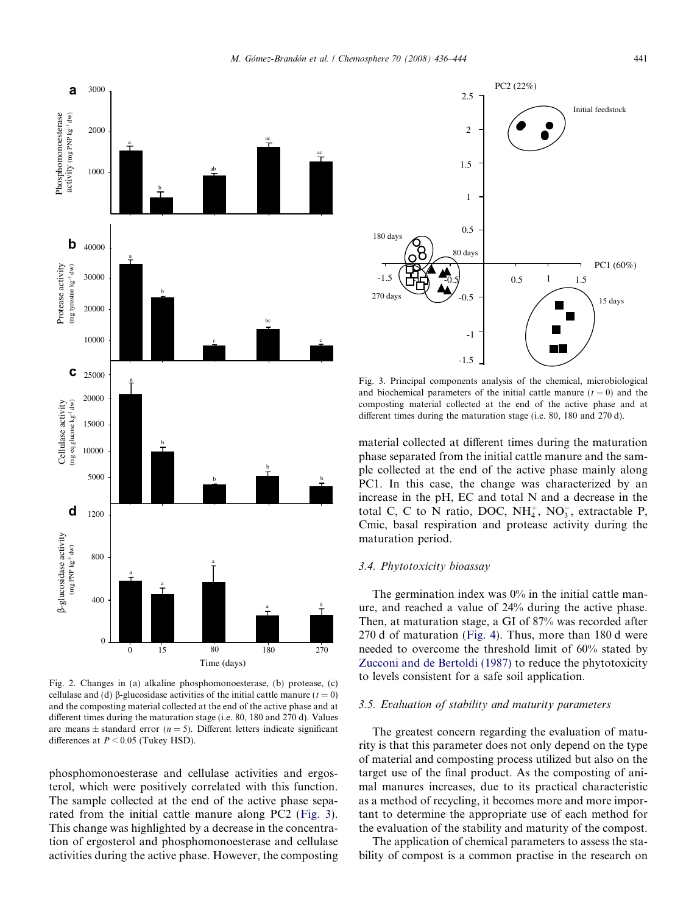Fig. 2. Changes in (a) alkaline phosphomonoesterase, (b) protease, (c) cellulase and (d) β-glucosidase activities of the initial cattle manure ($t = 0$) and the composting material collected at the end of the active phase and at different times during the maturation stage (i.e. 80, 180 and 270 d). Values are means ± standard error ($n = 5$). Different letters indicate significant differences at $P < 0.05$ (Tukey HSD).

Fig. 3. Principal components analysis of the chemical, microbiological and biochemical parameters of the initial cattle manure ($t = 0$) and the composting material collected at the end of the active phase and at different times during the maturation stage (i.e. 80, 180 and 270 d).

phosphomonoesterase and cellulase activities and ergosterol, which were positively correlated with this function. The sample collected at the end of the active phase separated from the initial cattle manure along PC2 (Fig. 3). This change was highlighted by a decrease in the concentration of ergosterol and phosphomonoesterase and cellulase activities during the active phase. However, the composting material collected at different times during the maturation phase separated from the initial cattle manure and the sample collected at the end of the active phase mainly along PC1. In this case, the change was characterized by an increase in the pH, EC and total N and a decrease in the total C, C to N ratio, DOC, $NH_4^+$, $NO_3^-$, extractable P, Cmic, basal respiration and protease activity during the maturation period.

### 3.4. Phytotoxicity bioassay

The germination index was 0% in the initial cattle manure, and reached a value of 24% during the active phase. Then, at maturation stage, a GI of 87% was recorded after 270 d of maturation (Fig. 4). Thus, more than 180 d were needed to overcome the threshold limit of 60% stated by Zucconi and de Bertoldi (1987) to reduce the phytotoxicity to levels consistent for a safe soil application.

### 3.5. Evaluation of stability and maturity parameters

The greatest concern regarding the evaluation of maturity is that this parameter does not only depend on the type of material and composting process utilized but also on the target use of the final product. As the composting of animal manures increases, due to its practical characteristic as a method of recycling, it becomes more and more important to determine the appropriate use of each method for the evaluation of the stability and maturity of the compost.

The application of chemical parameters to assess the stability of compost is a common practise in the research on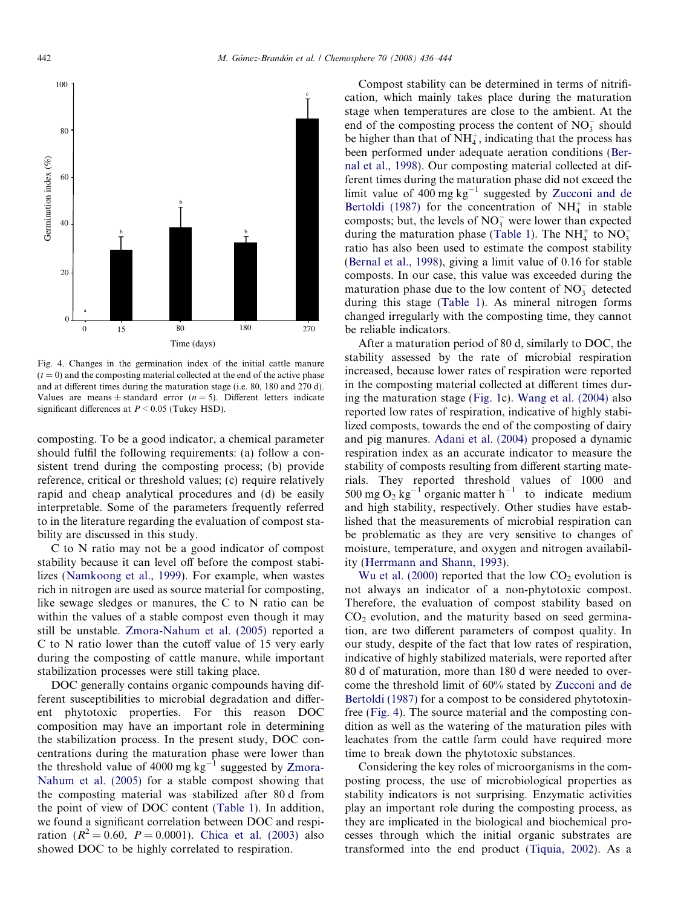Fig. 4. Changes in the germination index of the initial cattle manure ($t = 0$) and the composting material collected at the end of the active phase and at different times during the maturation stage (i.e. 80, 180 and 270 d). Values are means ± standard error ($n = 5$). Different letters indicate significant differences at $P < 0.05$ (Tukey HSD).

composting. To be a good indicator, a chemical parameter should fulfil the following requirements: (a) follow a consistent trend during the composting process; (b) provide reference, critical or threshold values; (c) require relatively rapid and cheap analytical procedures and (d) be easily interpretable. Some of the parameters frequently referred to in the literature regarding the evaluation of compost stability are discussed in this study.

C to N ratio may not be a good indicator of compost stability because it can level off before the compost stabilizes (Namkoong et al., 1999). For example, when wastes rich in nitrogen are used as source material for composting, like sewage sledges or manures, the C to N ratio can be within the values of a stable compost even though it may still be unstable. Zmora-Nahum et al. (2005) reported a C to N ratio lower than the cutoff value of 15 very early during the composting of cattle manure, while important stabilization processes were still taking place.

DOC generally contains organic compounds having different susceptibilities to microbial degradation and different phytotoxic properties. For this reason DOC composition may have an important role in determining the stabilization process. In the present study, DOC concentrations during the maturation phase were lower than the threshold value of 4000 mg $kg^{-1}$ suggested by Zmora-Nahum et al. (2005) for a stable compost showing that the composting material was stabilized after 80 d from the point of view of DOC content (Table 1). In addition, we found a significant correlation between DOC and respiration ($R^2 = 0.60$, $P = 0.0001$). Chica et al. (2003) also showed DOC to be highly correlated to respiration.

Compost stability can be determined in terms of nitrification, which mainly takes place during the maturation stage when temperatures are close to the ambient. At the end of the composting process the content of $NO_3^-$ should be higher than that of $NH_4^+$, indicating that the process has been performed under adequate aeration conditions (Bernal et al., 1998). Our composting material collected at different times during the maturation phase did not exceed the limit value of 400 mg $kg^{-1}$ suggested by Zucconi and de Bertoldi (1987) for the concentration of $NH_4^+$ in stable composts; but, the levels of $NO_3^-$ were lower than expected during the maturation phase (Table 1). The $NH_4^+$ to $NO_3^-$ ratio has also been used to estimate the compost stability (Bernal et al., 1998), giving a limit value of 0.16 for stable composts. In our case, this value was exceeded during the maturation phase due to the low content of $NO_3^-$ detected during this stage (Table 1). As mineral nitrogen forms changed irregularly with the composting time, they cannot be reliable indicators.

After a maturation period of 80 d, similarly to DOC, the stability assessed by the rate of microbial respiration increased, because lower rates of respiration were reported in the composting material collected at different times during the maturation stage (Fig. 1c). Wang et al. (2004) also reported low rates of respiration, indicative of highly stabilized composts, towards the end of the composting of dairy and pig manures. Adani et al. (2004) proposed a dynamic respiration index as an accurate indicator to measure the stability of composts resulting from different starting materials. They reported threshold values of 1000 and 500 mg $O_2$ $kg^{-1}$ organic matter $h^{-1}$ to indicate medium and high stability, respectively. Other studies have established that the measurements of microbial respiration can be problematic as they are very sensitive to changes of moisture, temperature, and oxygen and nitrogen availability (Herrmann and Shann, 1993).

Wu et al. (2000) reported that the low $CO_2$ evolution is not always an indicator of a non-phytotoxic compost. Therefore, the evaluation of compost stability based on $CO_2$ evolution, and the maturity based on seed germination, are two different parameters of compost quality. In our study, despite of the fact that low rates of respiration, indicative of highly stabilized materials, were reported after 80 d of maturation, more than 180 d were needed to overcome the threshold limit of 60% stated by Zucconi and de Bertoldi (1987) for a compost to be considered phytotoxin-free (Fig. 4). The source material and the composting condition as well as the watering of the maturation piles with leachates from the cattle farm could have required more time to break down the phytotoxic substances.

Considering the key roles of microorganisms in the composting process, the use of microbiological properties as stability indicators is not surprising. Enzymatic activities play an important role during the composting process, as they are implicated in the biological and biochemical processes through which the initial organic substrates are transformed into the end product (Tiquia, 2002). As a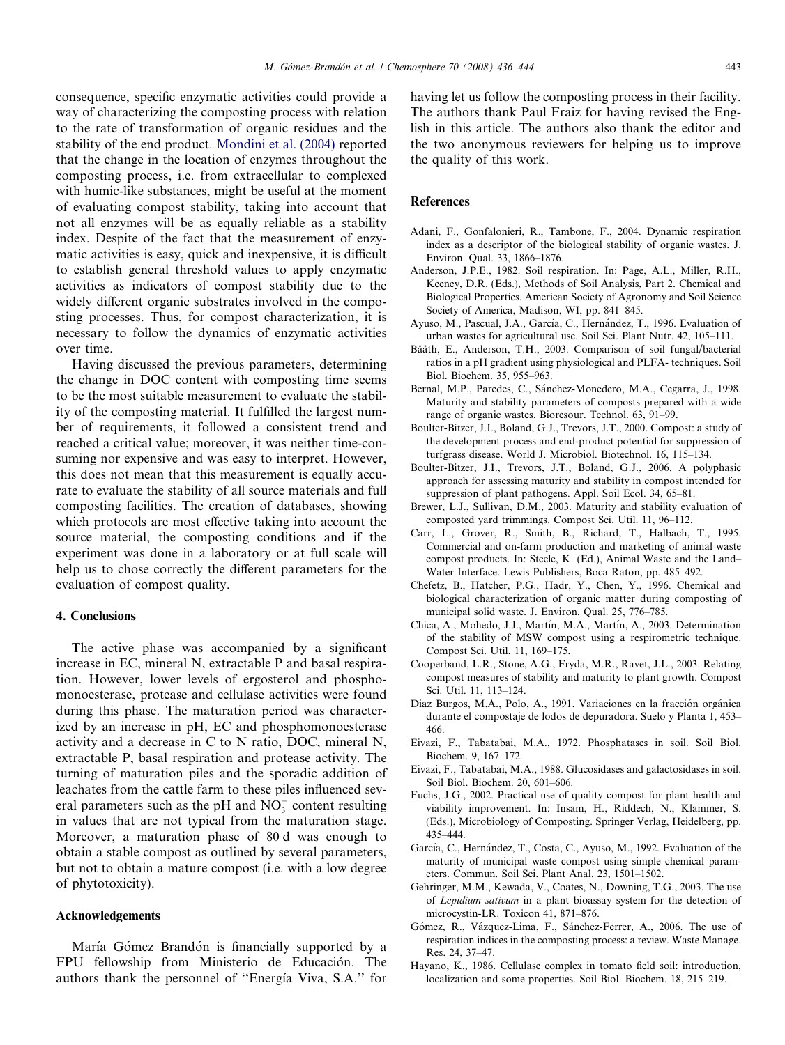consequence, specific enzymatic activities could provide a way of characterizing the composting process with relation to the rate of transformation of organic residues and the stability of the end product. Mondini et al. (2004) reported that the change in the location of enzymes throughout the composting process, i.e. from extracellular to complexed with humic-like substances, might be useful at the moment of evaluating compost stability, taking into account that not all enzymes will be as equally reliable as a stability index. Despite of the fact that the measurement of enzymatic activities is easy, quick and inexpensive, it is difficult to establish general threshold values to apply enzymatic activities as indicators of compost stability due to the widely different organic substrates involved in the composting processes. Thus, for compost characterization, it is necessary to follow the dynamics of enzymatic activities over time.

Having discussed the previous parameters, determining the change in DOC content with composting time seems to be the most suitable measurement to evaluate the stability of the composting material. It fulfilled the largest number of requirements, it followed a consistent trend and reached a critical value; moreover, it was neither time-consuming nor expensive and was easy to interpret. However, this does not mean that this measurement is equally accurate to evaluate the stability of all source materials and full composting facilities. The creation of databases, showing which protocols are most effective taking into account the source material, the composting conditions and if the experiment was done in a laboratory or at full scale will help us to chose correctly the different parameters for the evaluation of compost quality.

## 4. Conclusions

The active phase was accompanied by a significant increase in EC, mineral N, extractable P and basal respiration. However, lower levels of ergosterol and phosphomonoesterase, protease and cellulase activities were found during this phase. The maturation period was characterized by an increase in pH, EC and phosphomonoesterase activity and a decrease in C to N ratio, DOC, mineral N, extractable P, basal respiration and protease activity. The turning of maturation piles and the sporadic addition of leachates from the cattle farm to these piles influenced several parameters such as the pH and $NO_3^-$ content resulting in values that are not typical from the maturation stage. Moreover, a maturation phase of 80 d was enough to obtain a stable compost as outlined by several parameters, but not to obtain a mature compost (i.e. with a low degree of phytotoxicity).

## Acknowledgements

María Gómez Brandón is financially supported by a FPU fellowship from Ministerio de Educación. The authors thank the personnel of "Energía Viva, S.A." for having let us follow the composting process in their facility. The authors thank Paul Fraiz for having revised the English in this article. The authors also thank the editor and the two anonymous reviewers for helping us to improve the quality of this work.

## References

Adani, F., Gonfalonieri, R., Tambone, F., 2004. Dynamic respiration index as a descriptor of the biological stability of organic wastes. J. Environ. Qual. 33, 1866–1876.

Anderson, J.P.E., 1982. Soil respiration. In: Page, A.L., Miller, R.H., Keeney, D.R. (Eds.), Methods of Soil Analysis, Part 2. Chemical and Biological Properties. American Society of Agronomy and Soil Science Society of America, Madison, WI, pp. 841–845.

Ayuso, M., Pascual, J.A., García, C., Hernández, T., 1996. Evaluation of urban wastes for agricultural use. Soil Sci. Plant Nutr. 42, 105–111.

Bååth, E., Anderson, T.H., 2003. Comparison of soil fungal/bacterial ratios in a pH gradient using physiological and PLFA- techniques. Soil Biol. Biochem. 35, 955–963.

Bernal, M.P., Paredes, C., Sánchez-Monedero, M.A., Cegarra, J., 1998. Maturity and stability parameters of composts prepared with a wide range of organic wastes. Bioresour. Technol. 63, 91–99.

Boulter-Bitzer, J.I., Boland, G.J., Trevors, J.T., 2000. Compost: a study of the development process and end-product potential for suppression of turfgrass disease. World J. Microbiol. Biotechnol. 16, 115–134.

Boulter-Bitzer, J.I., Trevors, J.T., Boland, G.J., 2006. A polyphasic approach for assessing maturity and stability in compost intended for suppression of plant pathogens. Appl. Soil Ecol. 34, 65–81.

Brewer, L.J., Sullivan, D.M., 2003. Maturity and stability evaluation of composted yard trimmings. Compost Sci. Util. 11, 96–112.

Carr, L., Grover, R., Smith, B., Richard, T., Halbach, T., 1995. Commercial and on-farm production and marketing of animal waste compost products. In: Steele, K. (Ed.), Animal Waste and the Land–Water Interface. Lewis Publishers, Boca Raton, pp. 485–492.

Chefetz, B., Hatcher, P.G., Hadr, Y., Chen, Y., 1996. Chemical and biological characterization of organic matter during composting of municipal solid waste. J. Environ. Qual. 25, 776–785.

Chica, A., Mohedo, J.J., Martín, M.A., Martín, A., 2003. Determination of the stability of MSW compost using a respirometric technique. Compost Sci. Util. 11, 169–175.

Cooperband, L.R., Stone, A.G., Fryda, M.R., Ravet, J.L., 2003. Relating compost measures of stability and maturity to plant growth. Compost Sci. Util. 11, 113–124.

Diaz Burgos, M.A., Polo, A., 1991. Variaciones en la fracción orgánica durante el compostaje de lodos de depuradora. Suelo y Planta 1, 453–466.

Eivazi, F., Tabatabai, M.A., 1972. Phosphatases in soil. Soil Biol. Biochem. 9, 167–172.

Eivazi, F., Tabatabai, M.A., 1988. Glucosidases and galactosidases in soil. Soil Biol. Biochem. 20, 601–606.

Fuchs, J.G., 2002. Practical use of quality compost for plant health and viability improvement. In: Insam, H., Riddech, N., Klammer, S. (Eds.), Microbiology of Composting. Springer Verlag, Heidelberg, pp. 435–444.

García, C., Hernández, T., Costa, C., Ayuso, M., 1992. Evaluation of the maturity of municipal waste compost using simple chemical parameters. Commun. Soil Sci. Plant Anal. 23, 1501–1502.

Gehringer, M.M., Kewada, V., Coates, N., Downing, T.G., 2003. The use of *Lepidium sativum* in a plant bioassay system for the detection of microcystin-LR. Toxicon 41, 871–876.

Gómez, R., Vázquez-Lima, F., Sánchez-Ferrer, A., 2006. The use of respiration indices in the composting process: a review. Waste Manage. Res. 24, 37–47.

Hayano, K., 1986. Cellulase complex in tomato field soil: introduction, localization and some properties. Soil Biol. Biochem. 18, 215–219.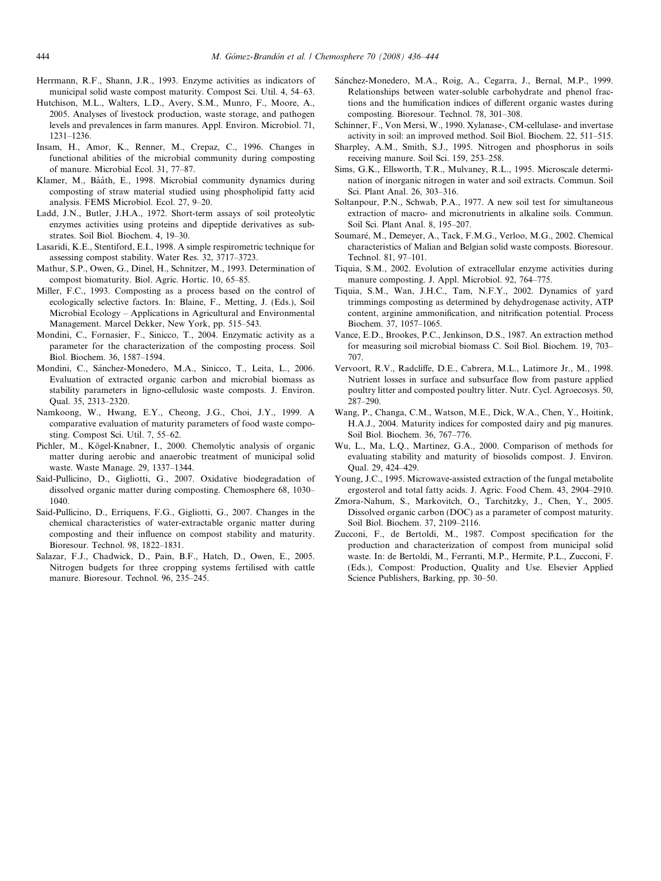Herrmann, R.F., Shann, J.R., 1993. Enzyme activities as indicators of municipal solid waste compost maturity. Compost Sci. Util. 4, 54–63.

Hutchison, M.L., Walters, L.D., Avery, S.M., Munro, F., Moore, A., 2005. Analyses of livestock production, waste storage, and pathogen levels and prevalences in farm manures. Appl. Environ. Microbiol. 71, 1231–1236.

Insam, H., Amor, K., Renner, M., Crepaz, C., 1996. Changes in functional abilities of the microbial community during composting of manure. Microbial Ecol. 31, 77–87.

Klamer, M., Bååth, E., 1998. Microbial community dynamics during composting of straw material studied using phospholipid fatty acid analysis. FEMS Microbiol. Ecol. 27, 9–20.

Ladd, J.N., Butler, J.H.A., 1972. Short-term assays of soil proteolytic enzymes activities using proteins and dipeptide derivatives as substrates. Soil Biol. Biochem. 4, 19–30.

Lasaridi, K.E., Stentiford, E.I., 1998. A simple respirometric technique for assessing compost stability. Water Res. 32, 3717–3723.

Mathur, S.P., Owen, G., Dinel, H., Schnitzer, M., 1993. Determination of compost biomaturity. Biol. Agric. Hortic. 10, 65–85.

Miller, F.C., 1993. Composting as a process based on the control of ecologically selective factors. In: Blaine, F., Metting, J. (Eds.), Soil Microbial Ecology – Applications in Agricultural and Environmental Management. Marcel Dekker, New York, pp. 515–543.

Mondini, C., Fornasier, F., Sinicco, T., 2004. Enzymatic activity as a parameter for the characterization of the composting process. Soil Biol. Biochem. 36, 1587–1594.

Mondini, C., Sánchez-Monedero, M.A., Sinicco, T., Leita, L., 2006. Evaluation of extracted organic carbon and microbial biomass as stability parameters in ligno-cellulosic waste composts. J. Environ. Qual. 35, 2313–2320.

Namkoong, W., Hwang, E.Y., Cheong, J.G., Choi, J.Y., 1999. A comparative evaluation of maturity parameters of food waste composting. Compost Sci. Util. 7, 55–62.

Pichler, M., Kögel-Knabner, I., 2000. Chemolytic analysis of organic matter during aerobic and anaerobic treatment of municipal solid waste. Waste Manage. 29, 1337–1344.

Said-Pullicino, D., Gigliotti, G., 2007. Oxidative biodegradation of dissolved organic matter during composting. Chemosphere 68, 1030–1040.

Said-Pullicino, D., Erriquens, F.G., Gigliotti, G., 2007. Changes in the chemical characteristics of water-extractable organic matter during composting and their influence on compost stability and maturity. Bioresour. Technol. 98, 1822–1831.

Salazar, F.J., Chadwick, D., Pain, B.F., Hatch, D., Owen, E., 2005. Nitrogen budgets for three cropping systems fertilised with cattle manure. Bioresour. Technol. 96, 235–245.

Sánchez-Monedero, M.A., Roig, A., Cegarra, J., Bernal, M.P., 1999. Relationships between water-soluble carbohydrate and phenol fractions and the humification indices of different organic wastes during composting. Bioresour. Technol. 78, 301–308.

Schinner, F., Von Mersi, W., 1990. Xylanase-, CM-cellulase- and invertase activity in soil: an improved method. Soil Biol. Biochem. 22, 511–515.

Sharpley, A.M., Smith, S.J., 1995. Nitrogen and phosphorus in soils receiving manure. Soil Sci. 159, 253–258.

Sims, G.K., Ellsworth, T.R., Mulvaney, R.L., 1995. Microscale determination of inorganic nitrogen in water and soil extracts. Commun. Soil Sci. Plant Anal. 26, 303–316.

Soltanpour, P.N., Schwab, P.A., 1977. A new soil test for simultaneous extraction of macro- and micronutrients in alkaline soils. Commun. Soil Sci. Plant Anal. 8, 195–207.

Soumaré, M., Demeyer, A., Tack, F.M.G., Verloo, M.G., 2002. Chemical characteristics of Malian and Belgian solid waste composts. Bioresour. Technol. 81, 97–101.

Tiquia, S.M., 2002. Evolution of extracellular enzyme activities during manure composting. J. Appl. Microbiol. 92, 764–775.

Tiquia, S.M., Wan, J.H.C., Tam, N.F.Y., 2002. Dynamics of yard trimmings composting as determined by dehydrogenase activity, ATP content, arginine ammonification, and nitrification potential. Process Biochem. 37, 1057–1065.

Vance, E.D., Brookes, P.C., Jenkinson, D.S., 1987. An extraction method for measuring soil microbial biomass C. Soil Biol. Biochem. 19, 703–707.

Vervoort, R.V., Radcliffe, D.E., Cabrera, M.L., Latimore Jr., M., 1998. Nutrient losses in surface and subsurface flow from pasture applied poultry litter and composted poultry litter. Nutr. Cycl. Agroecosys. 50, 287–290.

Wang, P., Changa, C.M., Watson, M.E., Dick, W.A., Chen, Y., Hoitink, H.A.J., 2004. Maturity indices for composted dairy and pig manures. Soil Biol. Biochem. 36, 767–776.

Wu, L., Ma, L.Q., Martinez, G.A., 2000. Comparison of methods for evaluating stability and maturity of biosolids compost. J. Environ. Qual. 29, 424–429.

Young, J.C., 1995. Microwave-assisted extraction of the fungal metabolite ergosterol and total fatty acids. J. Agric. Food Chem. 43, 2904–2910.

Zmora-Nahum, S., Markovitch, O., Tarchitzky, J., Chen, Y., 2005. Dissolved organic carbon (DOC) as a parameter of compost maturity. Soil Biol. Biochem. 37, 2109–2116.

Zucconi, F., de Bertoldi, M., 1987. Compost specification for the production and characterization of compost from municipal solid waste. In: de Bertoldi, M., Ferranti, M.P., Hermite, P.L., Zucconi, F. (Eds.), Compost: Production, Quality and Use. Elsevier Applied Science Publishers, Barking, pp. 30–50.